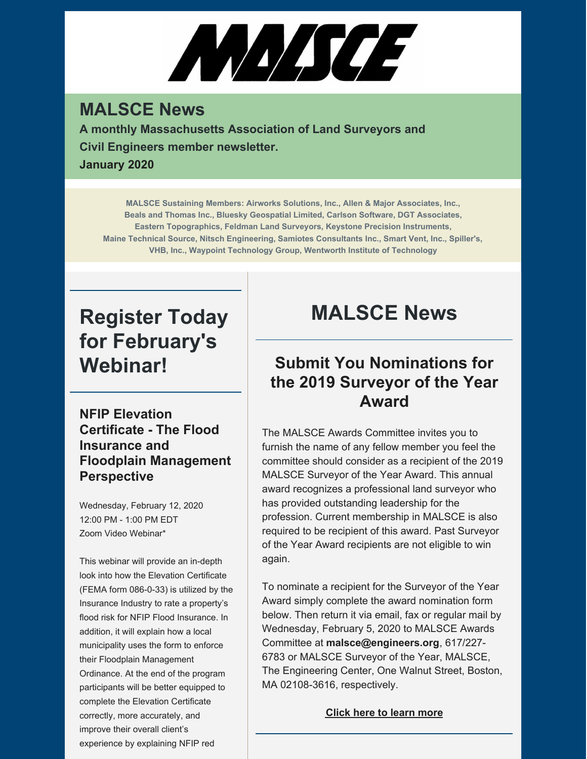# MALSCE

## MALSCE News

**A monthly Massachusetts Association of Land Surveyors and Civil Engineers member newsletter.**

**January 2020**

**MALSCE Sustaining Members: Airworks Solutions, Inc., Allen & Major Associates, Inc., Beals and Thomas Inc., Bluesky Geospatial Limited, Carlson Software, DGT Associates, Eastern Topographics, Feldman Land Surveyors, Keystone Precision Instruments, Maine Technical Source, Nitsch Engineering, Samiotes Consultants Inc., Smart Vent, Inc., Spiller's, VHB, Inc., Waypoint Technology Group, Wentworth Institute of Technology**

# Register Today for February's Webinar!

### NFIP Elevation Certificate - The Flood Insurance and Floodplain Management Perspective

Wednesday, February 12, 2020
12:00 PM - 1:00 PM EDT
Zoom Video Webinar*

This webinar will provide an in-depth look into how the Elevation Certificate (FEMA form 086-0-33) is utilized by the Insurance Industry to rate a property's flood risk for NFIP Flood Insurance. In addition, it will explain how a local municipality uses the form to enforce their Floodplain Management Ordinance. At the end of the program participants will be better equipped to complete the Elevation Certificate correctly, more accurately, and improve their overall client's experience by explaining NFIP red

# MALSCE News

## Submit You Nominations for the 2019 Surveyor of the Year Award

The MALSCE Awards Committee invites you to furnish the name of any fellow member you feel the committee should consider as a recipient of the 2019 MALSCE Surveyor of the Year Award. This annual award recognizes a professional land surveyor who has provided outstanding leadership for the profession. Current membership in MALSCE is also required to be recipient of this award. Past Surveyor of the Year Award recipients are not eligible to win again.

To nominate a recipient for the Surveyor of the Year Award simply complete the award nomination form below. Then return it via email, fax or regular mail by Wednesday, February 5, 2020 to MALSCE Awards Committee at **malsce@engineers.org**, 617/227-6783 or MALSCE Surveyor of the Year, MALSCE, The Engineering Center, One Walnut Street, Boston, MA 02108-3616, respectively.

**Click here to learn more**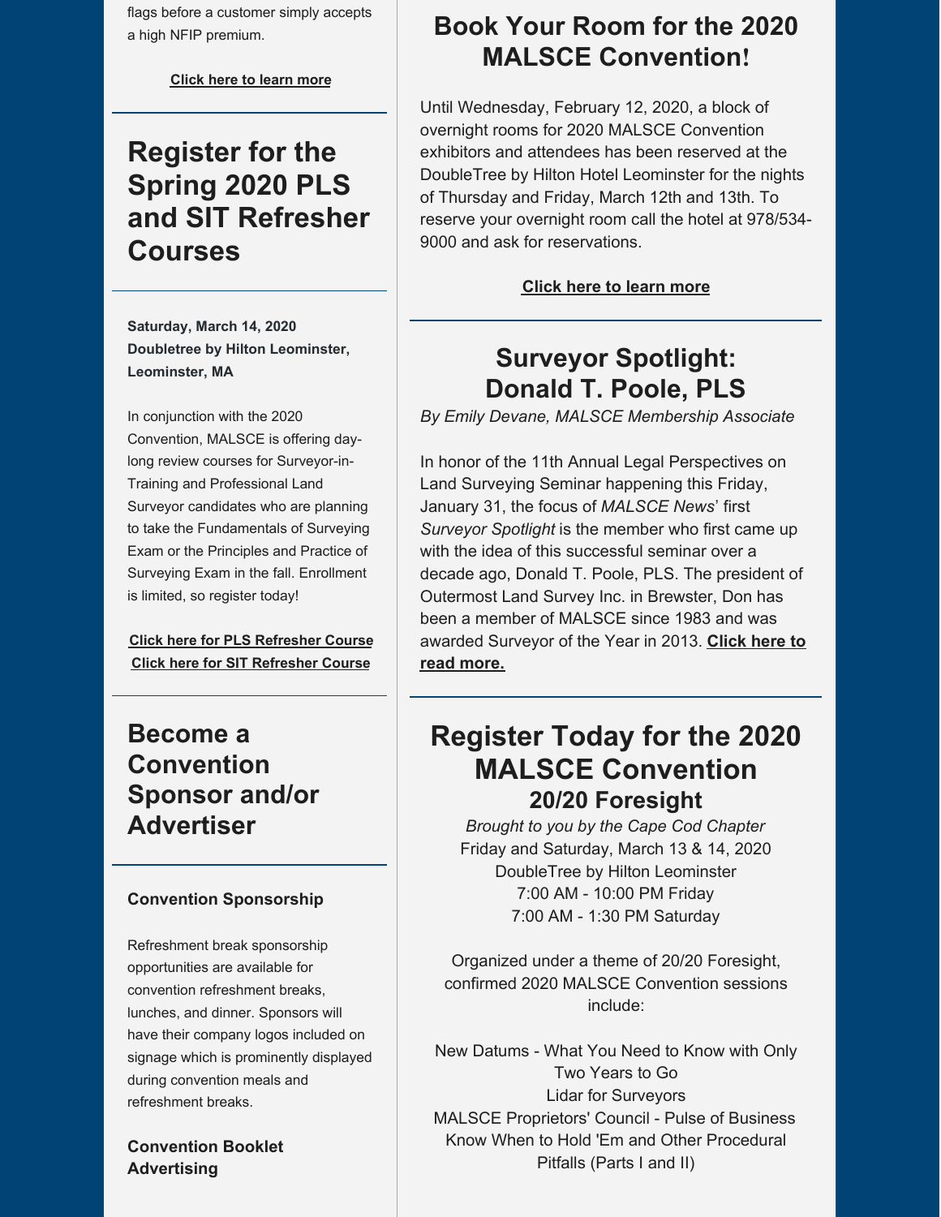flags before a customer simply accepts a high NFIP premium.

**Click here to learn more**

## Register for the Spring 2020 PLS and SIT Refresher Courses

**Saturday, March 14, 2020**
**Doubletree by Hilton Leominster, Leominster, MA**

In conjunction with the 2020 Convention, MALSCE is offering day-long review courses for Surveyor-in-Training and Professional Land Surveyor candidates who are planning to take the Fundamentals of Surveying Exam or the Principles and Practice of Surveying Exam in the fall. Enrollment is limited, so register today!

**Click here for PLS Refresher Course**
**Click here for SIT Refresher Course**

## Become a Convention Sponsor and/or Advertiser

### Convention Sponsorship

Refreshment break sponsorship opportunities are available for convention refreshment breaks, lunches, and dinner. Sponsors will have their company logos included on signage which is prominently displayed during convention meals and refreshment breaks.

### Convention Booklet Advertising

## Book Your Room for the 2020 MALSCE Convention!

Until Wednesday, February 12, 2020, a block of overnight rooms for 2020 MALSCE Convention exhibitors and attendees has been reserved at the DoubleTree by Hilton Hotel Leominster for the nights of Thursday and Friday, March 12th and 13th. To reserve your overnight room call the hotel at 978/534-9000 and ask for reservations.

**Click here to learn more**

## Surveyor Spotlight: Donald T. Poole, PLS

*By Emily Devane, MALSCE Membership Associate*

In honor of the 11th Annual Legal Perspectives on Land Surveying Seminar happening this Friday, January 31, the focus of *MALSCE News*' first *Surveyor Spotlight* is the member who first came up with the idea of this successful seminar over a decade ago, Donald T. Poole, PLS. The president of Outermost Land Survey Inc. in Brewster, Don has been a member of MALSCE since 1983 and was awarded Surveyor of the Year in 2013. **Click here to read more.**

## Register Today for the 2020 MALSCE Convention

### 20/20 Foresight

*Brought to you by the Cape Cod Chapter*
Friday and Saturday, March 13 & 14, 2020
DoubleTree by Hilton Leominster
7:00 AM - 10:00 PM Friday
7:00 AM - 1:30 PM Saturday

Organized under a theme of 20/20 Foresight, confirmed 2020 MALSCE Convention sessions include:

New Datums - What You Need to Know with Only Two Years to Go
Lidar for Surveyors
MALSCE Proprietors' Council - Pulse of Business
Know When to Hold 'Em and Other Procedural Pitfalls (Parts I and II)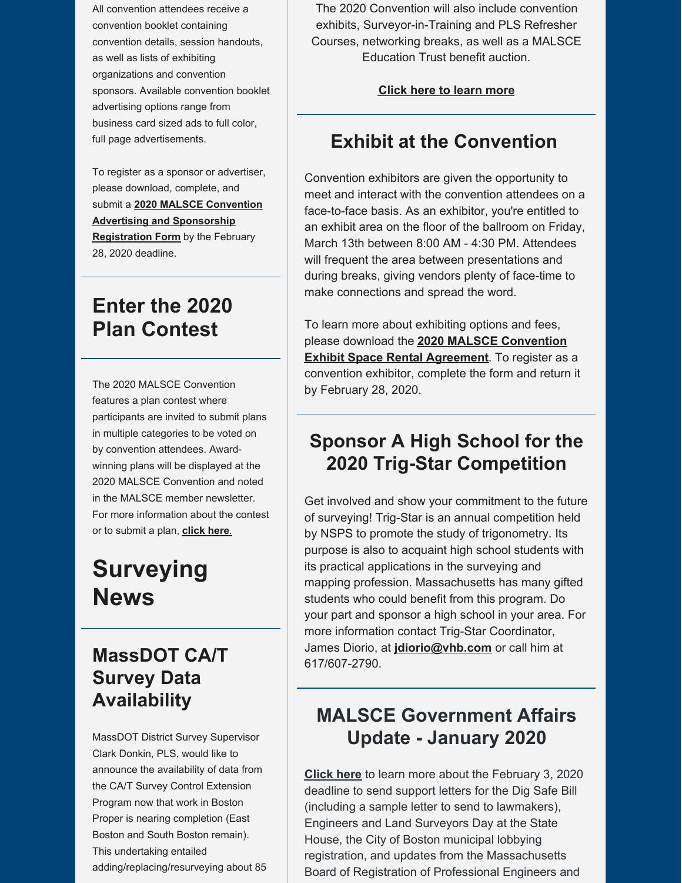All convention attendees receive a convention booklet containing convention details, session handouts, as well as lists of exhibiting organizations and convention sponsors. Available convention booklet advertising options range from business card sized ads to full color, full page advertisements.

To register as a sponsor or advertiser, please download, complete, and submit a **2020 MALSCE Convention Advertising and Sponsorship Registration Form** by the February 28, 2020 deadline.

## Enter the 2020 Plan Contest

The 2020 MALSCE Convention features a plan contest where participants are invited to submit plans in multiple categories to be voted on by convention attendees. Award-winning plans will be displayed at the 2020 MALSCE Convention and noted in the MALSCE member newsletter. For more information about the contest or to submit a plan, **click here**.

# Surveying News

## MassDOT CA/T Survey Data Availability

MassDOT District Survey Supervisor Clark Donkin, PLS, would like to announce the availability of data from the CA/T Survey Control Extension Program now that work in Boston Proper is nearing completion (East Boston and South Boston remain). This undertaking entailed adding/replacing/resurveying about 85

The 2020 Convention will also include convention exhibits, Surveyor-in-Training and PLS Refresher Courses, networking breaks, as well as a MALSCE Education Trust benefit auction.

**Click here to learn more**

## Exhibit at the Convention

Convention exhibitors are given the opportunity to meet and interact with the convention attendees on a face-to-face basis. As an exhibitor, you're entitled to an exhibit area on the floor of the ballroom on Friday, March 13th between 8:00 AM - 4:30 PM. Attendees will frequent the area between presentations and during breaks, giving vendors plenty of face-time to make connections and spread the word.

To learn more about exhibiting options and fees, please download the **2020 MALSCE Convention Exhibit Space Rental Agreement**. To register as a convention exhibitor, complete the form and return it by February 28, 2020.

## Sponsor A High School for the 2020 Trig-Star Competition

Get involved and show your commitment to the future of surveying! Trig-Star is an annual competition held by NSPS to promote the study of trigonometry. Its purpose is also to acquaint high school students with its practical applications in the surveying and mapping profession. Massachusetts has many gifted students who could benefit from this program. Do your part and sponsor a high school in your area. For more information contact Trig-Star Coordinator, James Diorio, at **jdiorio@vhb.com** or call him at 617/607-2790.

## MALSCE Government Affairs Update - January 2020

**Click here** to learn more about the February 3, 2020 deadline to send support letters for the Dig Safe Bill (including a sample letter to send to lawmakers), Engineers and Land Surveyors Day at the State House, the City of Boston municipal lobbying registration, and updates from the Massachusetts Board of Registration of Professional Engineers and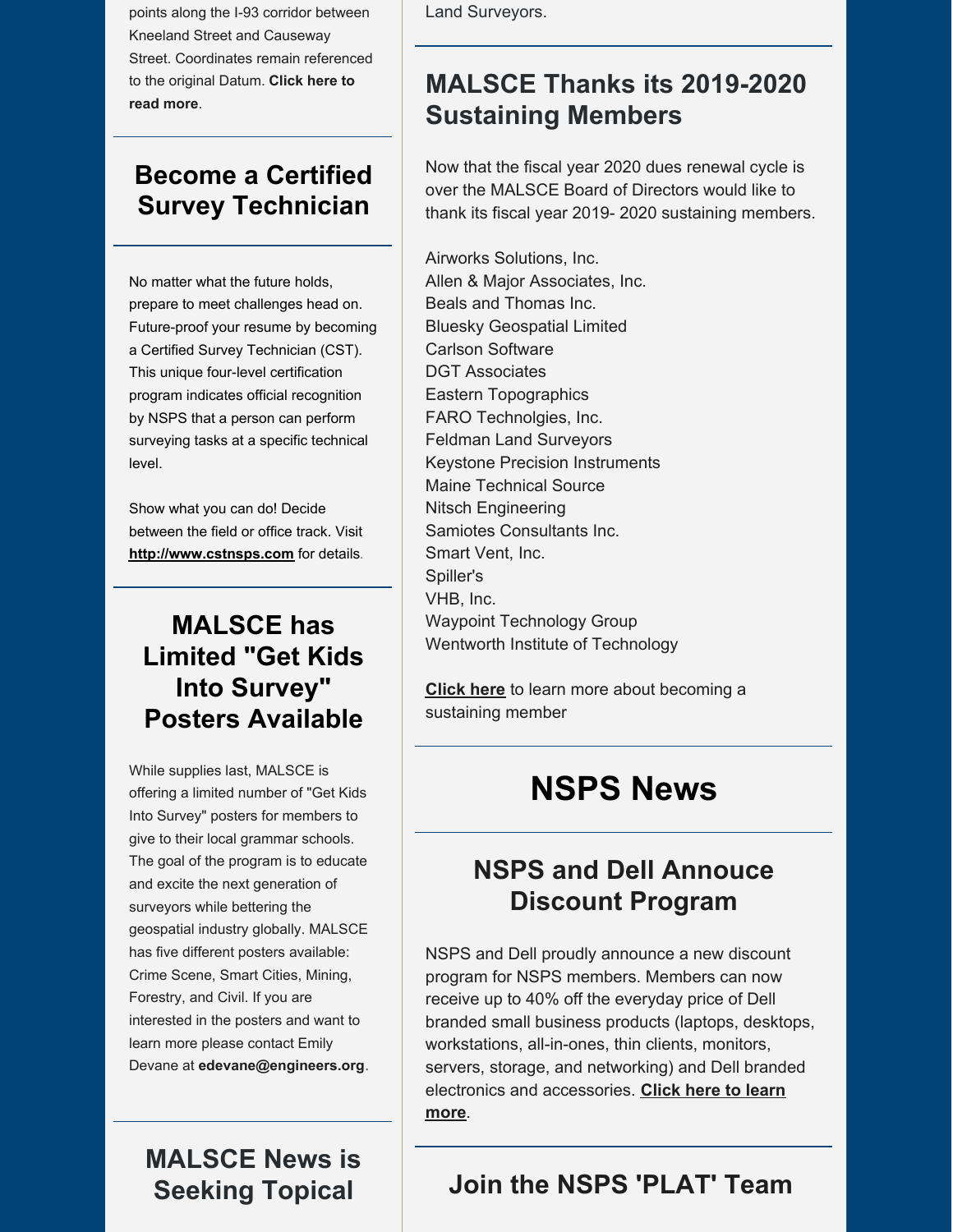points along the I-93 corridor between Kneeland Street and Causeway Street. Coordinates remain referenced to the original Datum. **Click here to read more**.

## Become a Certified Survey Technician

No matter what the future holds, prepare to meet challenges head on. Future-proof your resume by becoming a Certified Survey Technician (CST). This unique four-level certification program indicates official recognition by NSPS that a person can perform surveying tasks at a specific technical level.

Show what you can do! Decide between the field or office track. Visit **http://www.cstnsps.com** for details.

## MALSCE has Limited "Get Kids Into Survey" Posters Available

While supplies last, MALSCE is offering a limited number of "Get Kids Into Survey" posters for members to give to their local grammar schools. The goal of the program is to educate and excite the next generation of surveyors while bettering the geospatial industry globally. MALSCE has five different posters available: Crime Scene, Smart Cities, Mining, Forestry, and Civil. If you are interested in the posters and want to learn more please contact Emily Devane at **edevane@engineers.org**.

## MALSCE News is Seeking Topical

Land Surveyors.

## MALSCE Thanks its 2019-2020 Sustaining Members

Now that the fiscal year 2020 dues renewal cycle is over the MALSCE Board of Directors would like to thank its fiscal year 2019- 2020 sustaining members.

Airworks Solutions, Inc.
Allen & Major Associates, Inc.
Beals and Thomas Inc.
Bluesky Geospatial Limited
Carlson Software
DGT Associates
Eastern Topographics
FARO Technolgies, Inc.
Feldman Land Surveyors
Keystone Precision Instruments
Maine Technical Source
Nitsch Engineering
Samiotes Consultants Inc.
Smart Vent, Inc.
Spiller's
VHB, Inc.
Waypoint Technology Group
Wentworth Institute of Technology

**Click here** to learn more about becoming a sustaining member

# NSPS News

## NSPS and Dell Annouce Discount Program

NSPS and Dell proudly announce a new discount program for NSPS members. Members can now receive up to 40% off the everyday price of Dell branded small business products (laptops, desktops, workstations, all-in-ones, thin clients, monitors, servers, storage, and networking) and Dell branded electronics and accessories. **Click here to learn more**.

## Join the NSPS 'PLAT' Team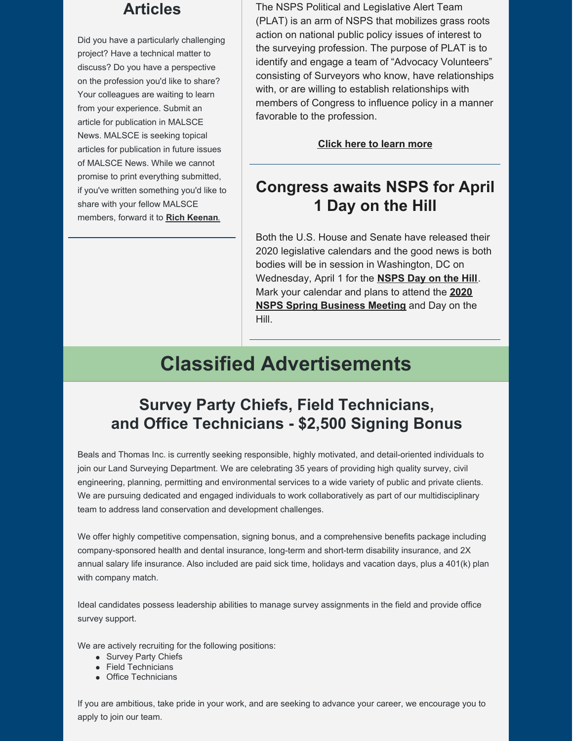## Articles

Did you have a particularly challenging project? Have a technical matter to discuss? Do you have a perspective on the profession you'd like to share? Your colleagues are waiting to learn from your experience. Submit an article for publication in MALSCE News. MALSCE is seeking topical articles for publication in future issues of MALSCE News. While we cannot promise to print everything submitted, if you've written something you'd like to share with your fellow MALSCE members, forward it to **Rich Keenan**.

The NSPS Political and Legislative Alert Team (PLAT) is an arm of NSPS that mobilizes grass roots action on national public policy issues of interest to the surveying profession. The purpose of PLAT is to identify and engage a team of "Advocacy Volunteers" consisting of Surveyors who know, have relationships with, or are willing to establish relationships with members of Congress to influence policy in a manner favorable to the profession.

**Click here to learn more**

## Congress awaits NSPS for April 1 Day on the Hill

Both the U.S. House and Senate have released their 2020 legislative calendars and the good news is both bodies will be in session in Washington, DC on Wednesday, April 1 for the **NSPS Day on the Hill**. Mark your calendar and plans to attend the **2020 NSPS Spring Business Meeting** and Day on the Hill.

# Classified Advertisements

## Survey Party Chiefs, Field Technicians, and Office Technicians - $2,500 Signing Bonus

Beals and Thomas Inc. is currently seeking responsible, highly motivated, and detail-oriented individuals to join our Land Surveying Department. We are celebrating 35 years of providing high quality survey, civil engineering, planning, permitting and environmental services to a wide variety of public and private clients. We are pursuing dedicated and engaged individuals to work collaboratively as part of our multidisciplinary team to address land conservation and development challenges.

We offer highly competitive compensation, signing bonus, and a comprehensive benefits package including company-sponsored health and dental insurance, long-term and short-term disability insurance, and 2X annual salary life insurance. Also included are paid sick time, holidays and vacation days, plus a 401(k) plan with company match.

Ideal candidates possess leadership abilities to manage survey assignments in the field and provide office survey support.

We are actively recruiting for the following positions:

- Survey Party Chiefs
- Field Technicians
- Office Technicians

If you are ambitious, take pride in your work, and are seeking to advance your career, we encourage you to apply to join our team.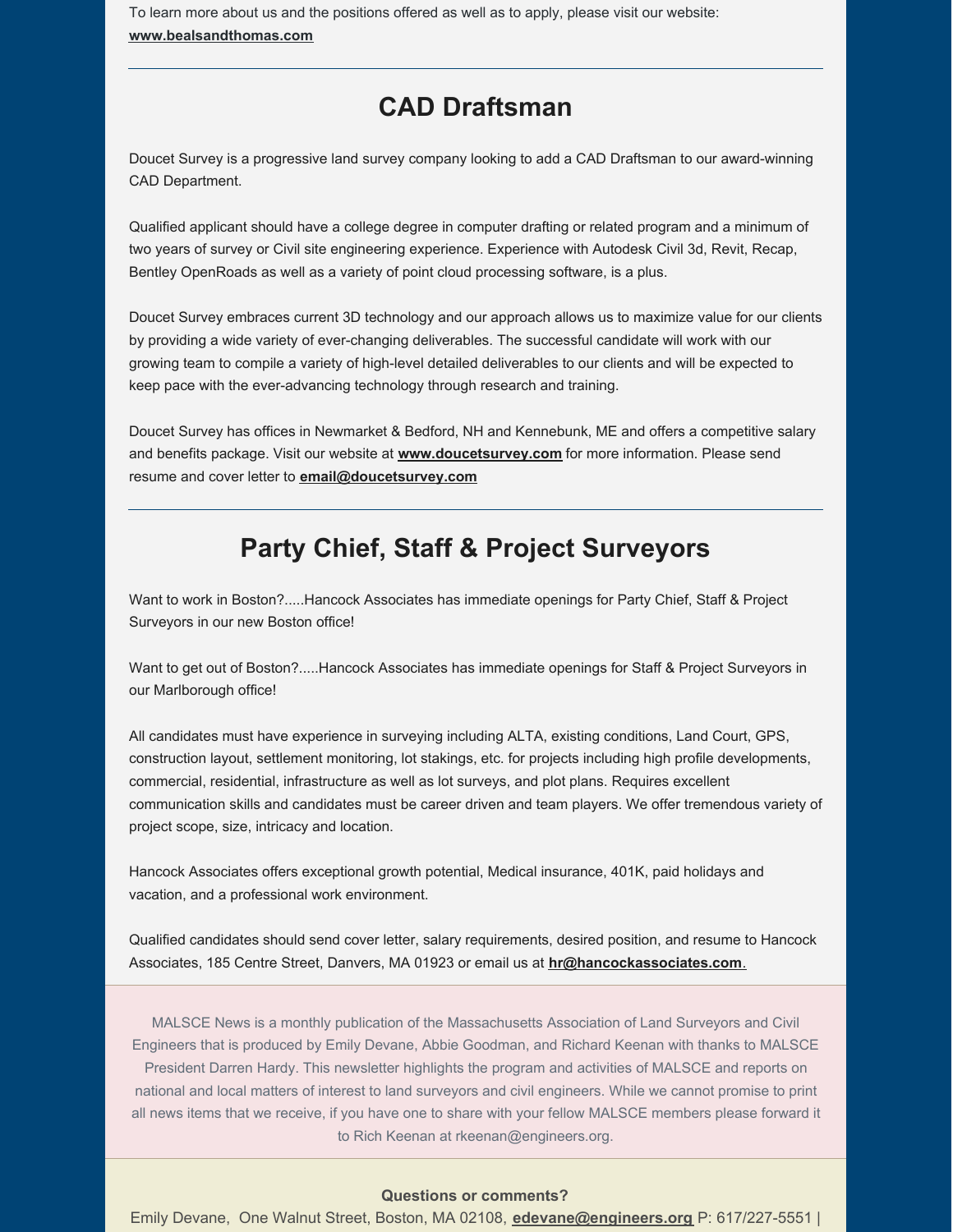To learn more about us and the positions offered as well as to apply, please visit our website: **www.bealsandthomas.com**

---

# CAD Draftsman

Doucet Survey is a progressive land survey company looking to add a CAD Draftsman to our award-winning CAD Department.

Qualified applicant should have a college degree in computer drafting or related program and a minimum of two years of survey or Civil site engineering experience. Experience with Autodesk Civil 3d, Revit, Recap, Bentley OpenRoads as well as a variety of point cloud processing software, is a plus.

Doucet Survey embraces current 3D technology and our approach allows us to maximize value for our clients by providing a wide variety of ever-changing deliverables. The successful candidate will work with our growing team to compile a variety of high-level detailed deliverables to our clients and will be expected to keep pace with the ever-advancing technology through research and training.

Doucet Survey has offices in Newmarket & Bedford, NH and Kennebunk, ME and offers a competitive salary and benefits package. Visit our website at **www.doucetsurvey.com** for more information. Please send resume and cover letter to **email@doucetsurvey.com**

---

# Party Chief, Staff & Project Surveyors

Want to work in Boston?.....Hancock Associates has immediate openings for Party Chief, Staff & Project Surveyors in our new Boston office!

Want to get out of Boston?.....Hancock Associates has immediate openings for Staff & Project Surveyors in our Marlborough office!

All candidates must have experience in surveying including ALTA, existing conditions, Land Court, GPS, construction layout, settlement monitoring, lot stakings, etc. for projects including high profile developments, commercial, residential, infrastructure as well as lot surveys, and plot plans. Requires excellent communication skills and candidates must be career driven and team players. We offer tremendous variety of project scope, size, intricacy and location.

Hancock Associates offers exceptional growth potential, Medical insurance, 401K, paid holidays and vacation, and a professional work environment.

Qualified candidates should send cover letter, salary requirements, desired position, and resume to Hancock Associates, 185 Centre Street, Danvers, MA 01923 or email us at **hr@hancockassociates.com**.

MALSCE News is a monthly publication of the Massachusetts Association of Land Surveyors and Civil Engineers that is produced by Emily Devane, Abbie Goodman, and Richard Keenan with thanks to MALSCE President Darren Hardy. This newsletter highlights the program and activities of MALSCE and reports on national and local matters of interest to land surveyors and civil engineers. While we cannot promise to print all news items that we receive, if you have one to share with your fellow MALSCE members please forward it to Rich Keenan at rkeenan@engineers.org.

**Questions or comments?**

Emily Devane, One Walnut Street, Boston, MA 02108, **edevane@engineers.org** P: 617/227-5551 |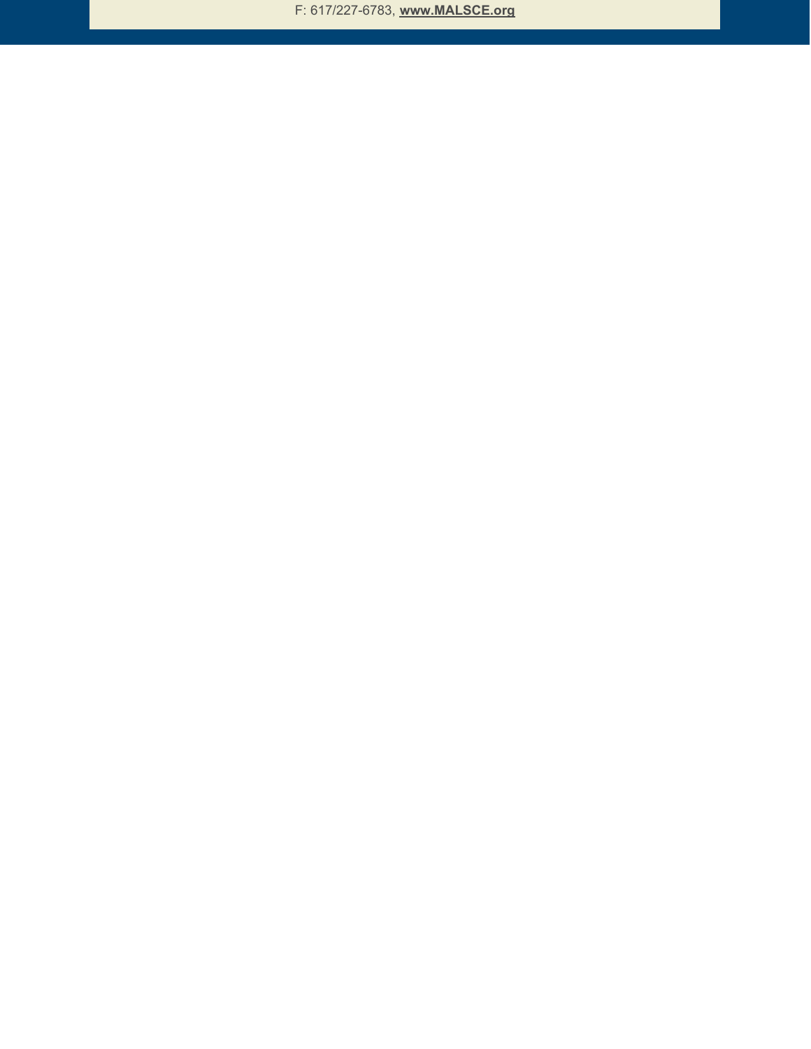F: 617/227-6783, **www.MALSCE.org**